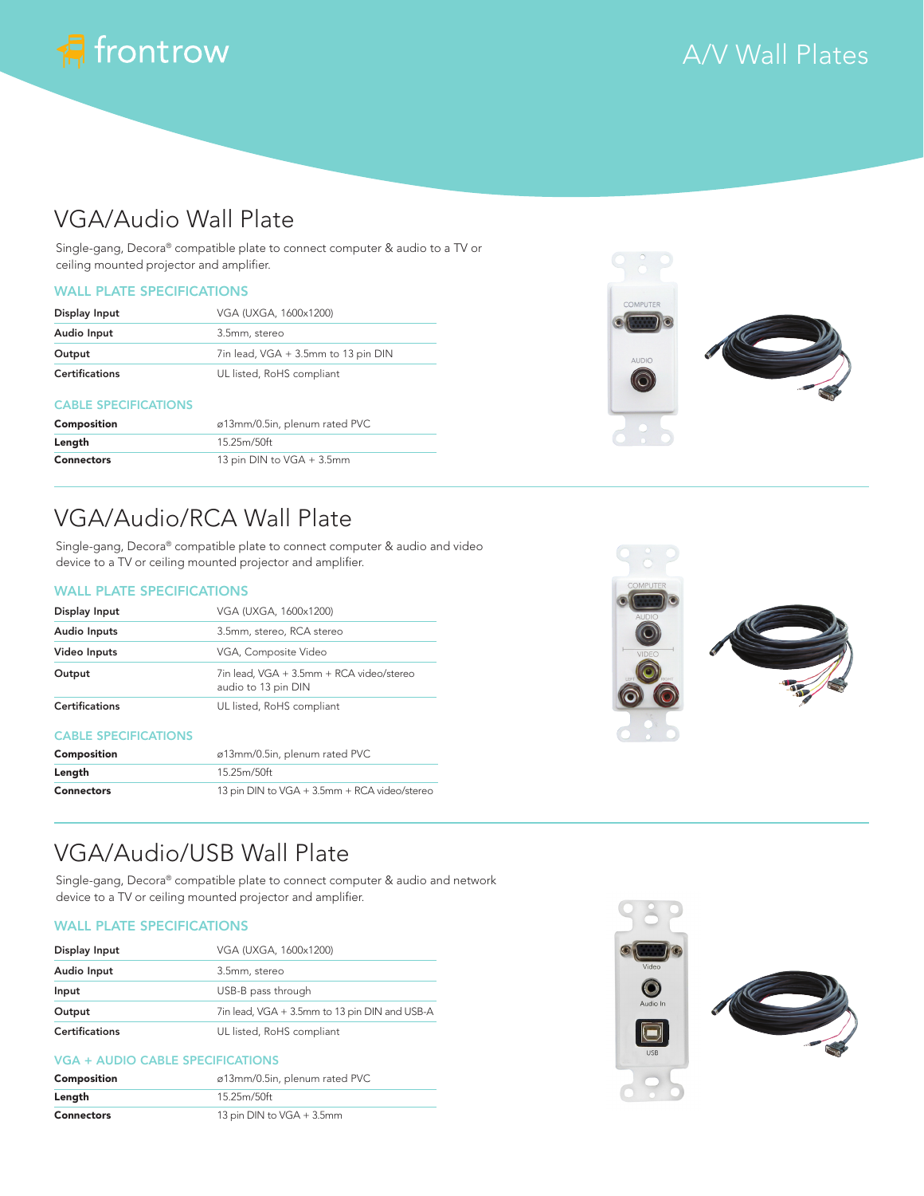# frontrow

# A/V Wall Plates

## VGA/Audio Wall Plate

Single-gang, Decora® compatible plate to connect computer & audio to a TV or ceiling mounted projector and amplifier.

### WALL PLATE SPECIFICATIONS

| | |
|---|---|
| Display Input | VGA (UXGA, 1600x1200) |
| Audio Input | 3.5mm, stereo |
| Output | 7in lead, VGA + 3.5mm to 13 pin DIN |
| Certifications | UL listed, RoHS compliant |

### CABLE SPECIFICATIONS

| | |
|---|---|
| **Composition** | ø13mm/0.5in, plenum rated PVC |
| **Length** | 15.25m/50ft |
| **Connectors** | 13 pin DIN to VGA + 3.5mm |

## VGA/Audio/RCA Wall Plate

Single-gang, Decora® compatible plate to connect computer & audio and video device to a TV or ceiling mounted projector and amplifier.

### WALL PLATE SPECIFICATIONS

| | |
|---|---|
| Display Input | VGA (UXGA, 1600x1200) |
| Audio Inputs | 3.5mm, stereo, RCA stereo |
| Video Inputs | VGA, Composite Video |
| Output | 7in lead, VGA + 3.5mm + RCA video/stereo audio to 13 pin DIN |
| Certifications | UL listed, RoHS compliant |

### CABLE SPECIFICATIONS

| | |
|---|---|
| **Composition** | ø13mm/0.5in, plenum rated PVC |
| **Length** | 15.25m/50ft |
| **Connectors** | 13 pin DIN to VGA + 3.5mm + RCA video/stereo |

## VGA/Audio/USB Wall Plate

Single-gang, Decora® compatible plate to connect computer & audio and network device to a TV or ceiling mounted projector and amplifier.

### WALL PLATE SPECIFICATIONS

| | |
|---|---|
| Display Input | VGA (UXGA, 1600x1200) |
| Audio Input | 3.5mm, stereo |
| Input | USB-B pass through |
| Output | 7in lead, VGA + 3.5mm to 13 pin DIN and USB-A |
| Certifications | UL listed, RoHS compliant |

### VGA + AUDIO CABLE SPECIFICATIONS

| | |
|---|---|
| **Composition** | ø13mm/0.5in, plenum rated PVC |
| **Length** | 15.25m/50ft |
| **Connectors** | 13 pin DIN to VGA + 3.5mm |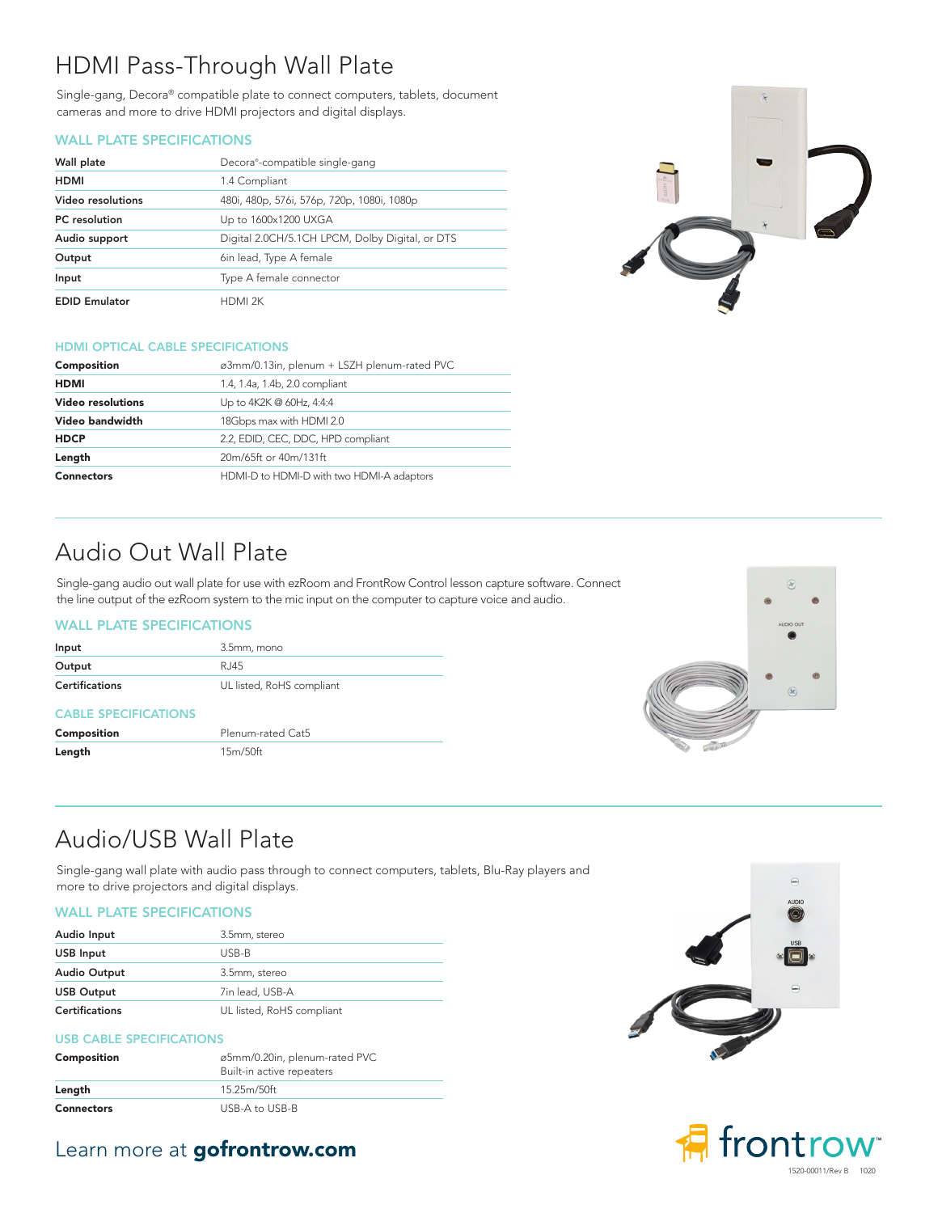# HDMI Pass-Through Wall Plate

Single-gang, Decora® compatible plate to connect computers, tablets, document cameras and more to drive HDMI projectors and digital displays.

### WALL PLATE SPECIFICATIONS

| | |
|---|---|
| **Wall plate** | Decora®-compatible single-gang |
| **HDMI** | 1.4 Compliant |
| **Video resolutions** | 480i, 480p, 576i, 576p, 720p, 1080i, 1080p |
| **PC resolution** | Up to 1600x1200 UXGA |
| **Audio support** | Digital 2.0CH/5.1CH LPCM, Dolby Digital, or DTS |
| **Output** | 6in lead, Type A female |
| **Input** | Type A female connector |
| **EDID Emulator** | HDMI 2K |

### HDMI OPTICAL CABLE SPECIFICATIONS

| | |
|---|---|
| **Composition** | ø3mm/0.13in, plenum + LSZH plenum-rated PVC |
| **HDMI** | 1.4, 1.4a, 1.4b, 2.0 compliant |
| **Video resolutions** | Up to 4K2K @ 60Hz, 4:4:4 |
| **Video bandwidth** | 18Gbps max with HDMI 2.0 |
| **HDCP** | 2.2, EDID, CEC, DDC, HPD compliant |
| **Length** | 20m/65ft or 40m/131ft |
| **Connectors** | HDMI-D to HDMI-D with two HDMI-A adaptors |

# Audio Out Wall Plate

Single-gang audio out wall plate for use with ezRoom and FrontRow Control lesson capture software. Connect the line output of the ezRoom system to the mic input on the computer to capture voice and audio.

### WALL PLATE SPECIFICATIONS

| | |
|---|---|
| **Input** | 3.5mm, mono |
| **Output** | RJ45 |
| **Certifications** | UL listed, RoHS compliant |

### CABLE SPECIFICATIONS

| | |
|---|---|
| **Composition** | Plenum-rated Cat5 |
| **Length** | 15m/50ft |

# Audio/USB Wall Plate

Single-gang wall plate with audio pass through to connect computers, tablets, Blu-Ray players and more to drive projectors and digital displays.

### WALL PLATE SPECIFICATIONS

| | |
|---|---|
| **Audio Input** | 3.5mm, stereo |
| **USB Input** | USB-B |
| **Audio Output** | 3.5mm, stereo |
| **USB Output** | 7in lead, USB-A |
| **Certifications** | UL listed, RoHS compliant |

### USB CABLE SPECIFICATIONS

| | |
|---|---|
| **Composition** | ø5mm/0.20in, plenum-rated PVC<br>Built-in active repeaters |
| **Length** | 15.25m/50ft |
| **Connectors** | USB-A to USB-B |

Learn more at **gofrontrow.com**

frontrow™

1520-00011/Rev B 1020